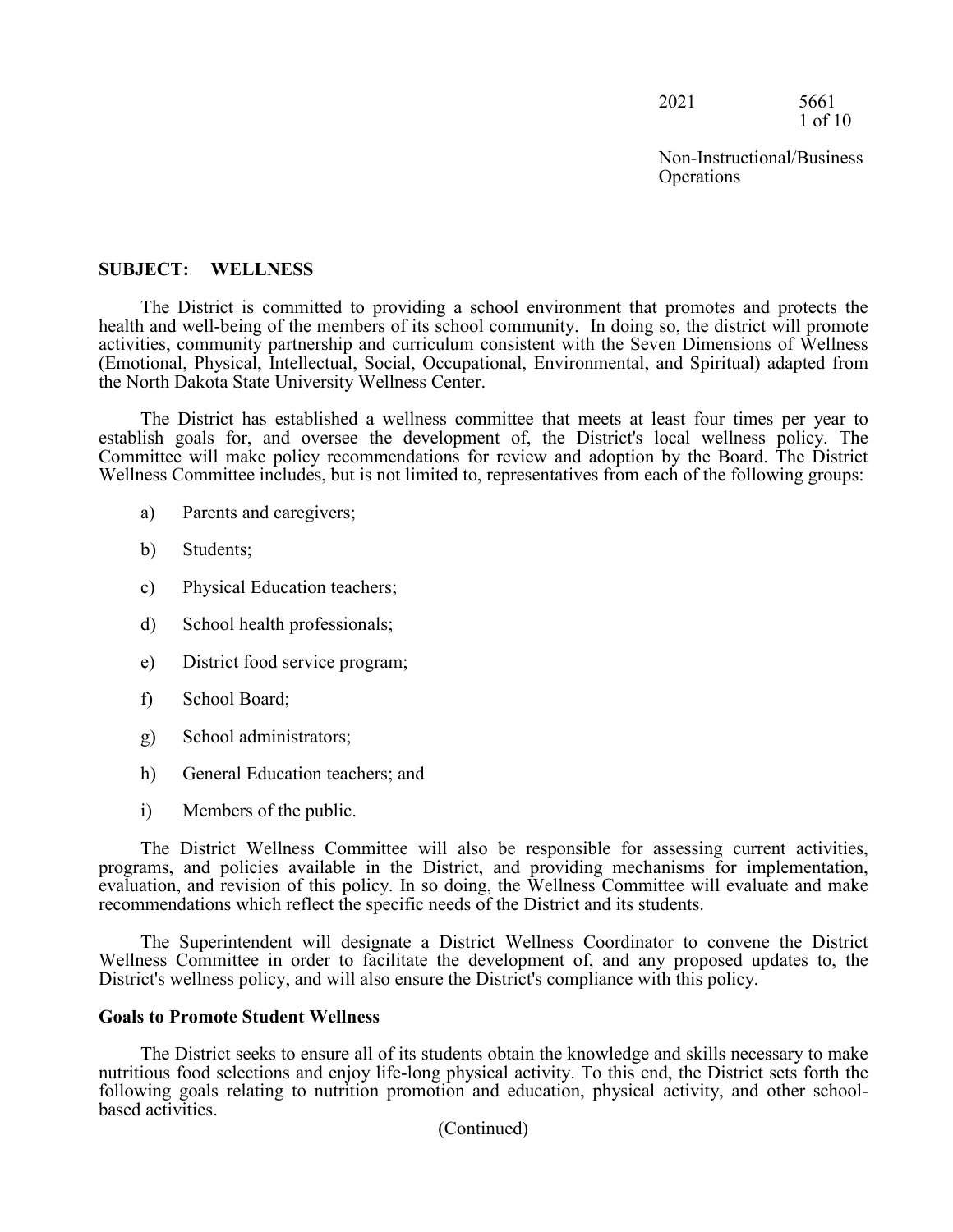Non-Instructional/Business Operations

## SUBJECT: WELLNESS

The District is committed to providing a school environment that promotes and protects the health and well-being of the members of its school community. In doing so, the district will promote activities, community partnership and curriculum consistent with the Seven Dimensions of Wellness (Emotional, Physical, Intellectual, Social, Occupational, Environmental, and Spiritual) adapted from the North Dakota State University Wellness Center.

The District has established a wellness committee that meets at least four times per year to establish goals for, and oversee the development of, the District's local wellness policy. The Committee will make policy recommendations for review and adoption by the Board. The District Wellness Committee includes, but is not limited to, representatives from each of the following groups:

a) Parents and caregivers;

b) Students;

c) Physical Education teachers;

d) School health professionals;

e) District food service program;

f) School Board;

g) School administrators;

h) General Education teachers; and

i) Members of the public.

The District Wellness Committee will also be responsible for assessing current activities, programs, and policies available in the District, and providing mechanisms for implementation, evaluation, and revision of this policy. In so doing, the Wellness Committee will evaluate and make recommendations which reflect the specific needs of the District and its students.

The Superintendent will designate a District Wellness Coordinator to convene the District Wellness Committee in order to facilitate the development of, and any proposed updates to, the District's wellness policy, and will also ensure the District's compliance with this policy.

### Goals to Promote Student Wellness

The District seeks to ensure all of its students obtain the knowledge and skills necessary to make nutritious food selections and enjoy life-long physical activity. To this end, the District sets forth the following goals relating to nutrition promotion and education, physical activity, and other school-based activities.

(Continued)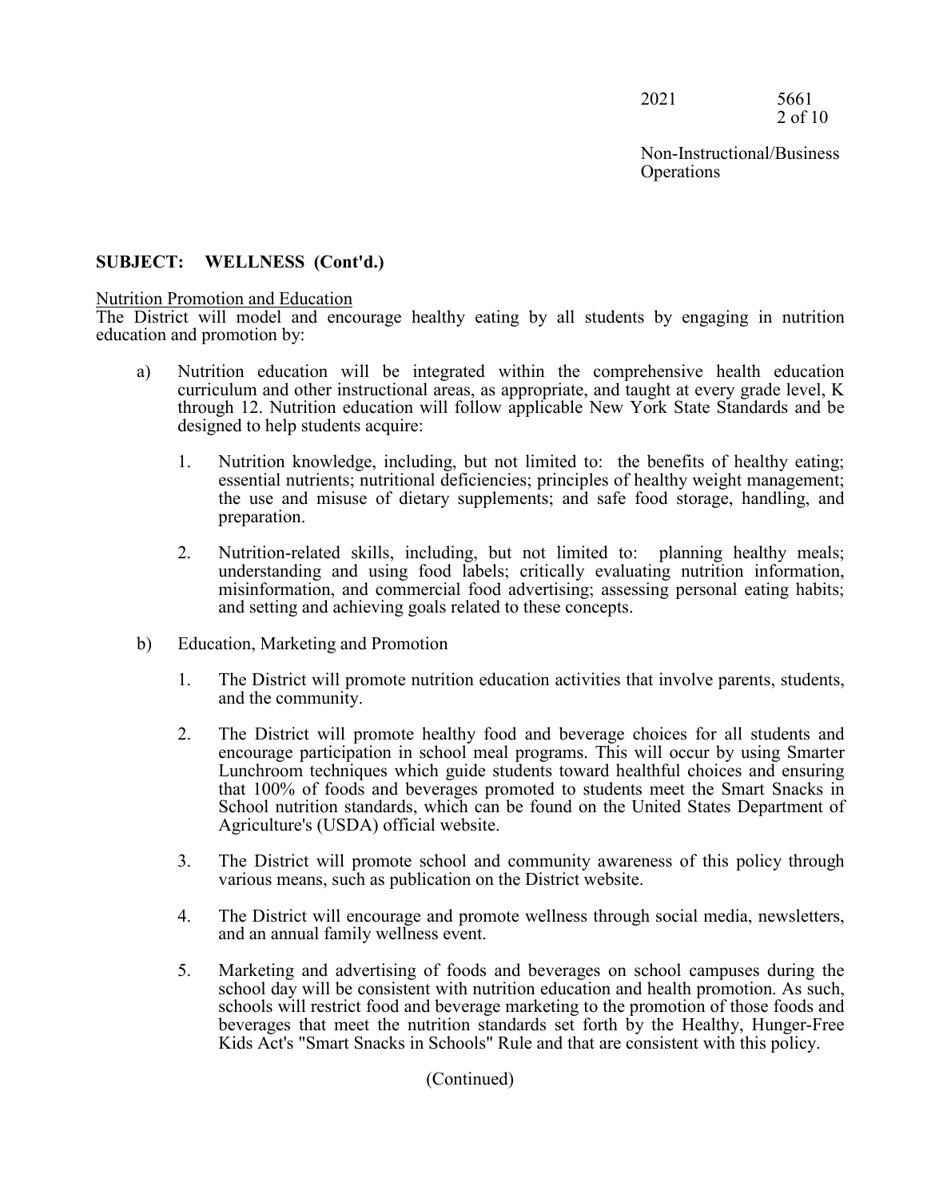**SUBJECT: WELLNESS (Cont'd.)**

Nutrition Promotion and Education

The District will model and encourage healthy eating by all students by engaging in nutrition education and promotion by:

a) Nutrition education will be integrated within the comprehensive health education curriculum and other instructional areas, as appropriate, and taught at every grade level, K through 12. Nutrition education will follow applicable New York State Standards and be designed to help students acquire:

   1. Nutrition knowledge, including, but not limited to: the benefits of healthy eating; essential nutrients; nutritional deficiencies; principles of healthy weight management; the use and misuse of dietary supplements; and safe food storage, handling, and preparation.

   2. Nutrition-related skills, including, but not limited to: planning healthy meals; understanding and using food labels; critically evaluating nutrition information, misinformation, and commercial food advertising; assessing personal eating habits; and setting and achieving goals related to these concepts.

b) Education, Marketing and Promotion

   1. The District will promote nutrition education activities that involve parents, students, and the community.

   2. The District will promote healthy food and beverage choices for all students and encourage participation in school meal programs. This will occur by using Smarter Lunchroom techniques which guide students toward healthful choices and ensuring that 100% of foods and beverages promoted to students meet the Smart Snacks in School nutrition standards, which can be found on the United States Department of Agriculture's (USDA) official website.

   3. The District will promote school and community awareness of this policy through various means, such as publication on the District website.

   4. The District will encourage and promote wellness through social media, newsletters, and an annual family wellness event.

   5. Marketing and advertising of foods and beverages on school campuses during the school day will be consistent with nutrition education and health promotion. As such, schools will restrict food and beverage marketing to the promotion of those foods and beverages that meet the nutrition standards set forth by the Healthy, Hunger-Free Kids Act's "Smart Snacks in Schools" Rule and that are consistent with this policy.

(Continued)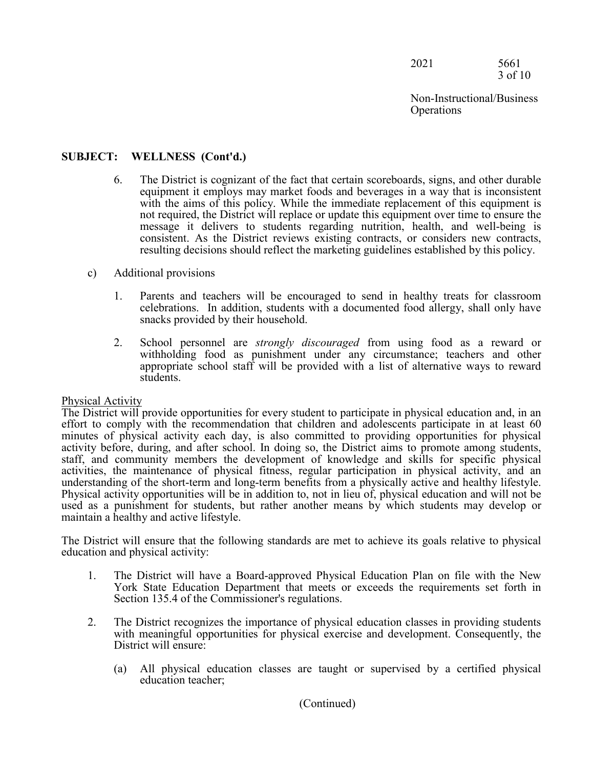**SUBJECT: WELLNESS (Cont'd.)**

6. The District is cognizant of the fact that certain scoreboards, signs, and other durable equipment it employs may market foods and beverages in a way that is inconsistent with the aims of this policy. While the immediate replacement of this equipment is not required, the District will replace or update this equipment over time to ensure the message it delivers to students regarding nutrition, health, and well-being is consistent. As the District reviews existing contracts, or considers new contracts, resulting decisions should reflect the marketing guidelines established by this policy.

c) Additional provisions

1. Parents and teachers will be encouraged to send in healthy treats for classroom celebrations. In addition, students with a documented food allergy, shall only have snacks provided by their household.

2. School personnel are *strongly discouraged* from using food as a reward or withholding food as punishment under any circumstance; teachers and other appropriate school staff will be provided with a list of alternative ways to reward students.

Physical Activity

The District will provide opportunities for every student to participate in physical education and, in an effort to comply with the recommendation that children and adolescents participate in at least 60 minutes of physical activity each day, is also committed to providing opportunities for physical activity before, during, and after school. In doing so, the District aims to promote among students, staff, and community members the development of knowledge and skills for specific physical activities, the maintenance of physical fitness, regular participation in physical activity, and an understanding of the short-term and long-term benefits from a physically active and healthy lifestyle. Physical activity opportunities will be in addition to, not in lieu of, physical education and will not be used as a punishment for students, but rather another means by which students may develop or maintain a healthy and active lifestyle.

The District will ensure that the following standards are met to achieve its goals relative to physical education and physical activity:

1. The District will have a Board-approved Physical Education Plan on file with the New York State Education Department that meets or exceeds the requirements set forth in Section 135.4 of the Commissioner's regulations.

2. The District recognizes the importance of physical education classes in providing students with meaningful opportunities for physical exercise and development. Consequently, the District will ensure:

   (a) All physical education classes are taught or supervised by a certified physical education teacher;

(Continued)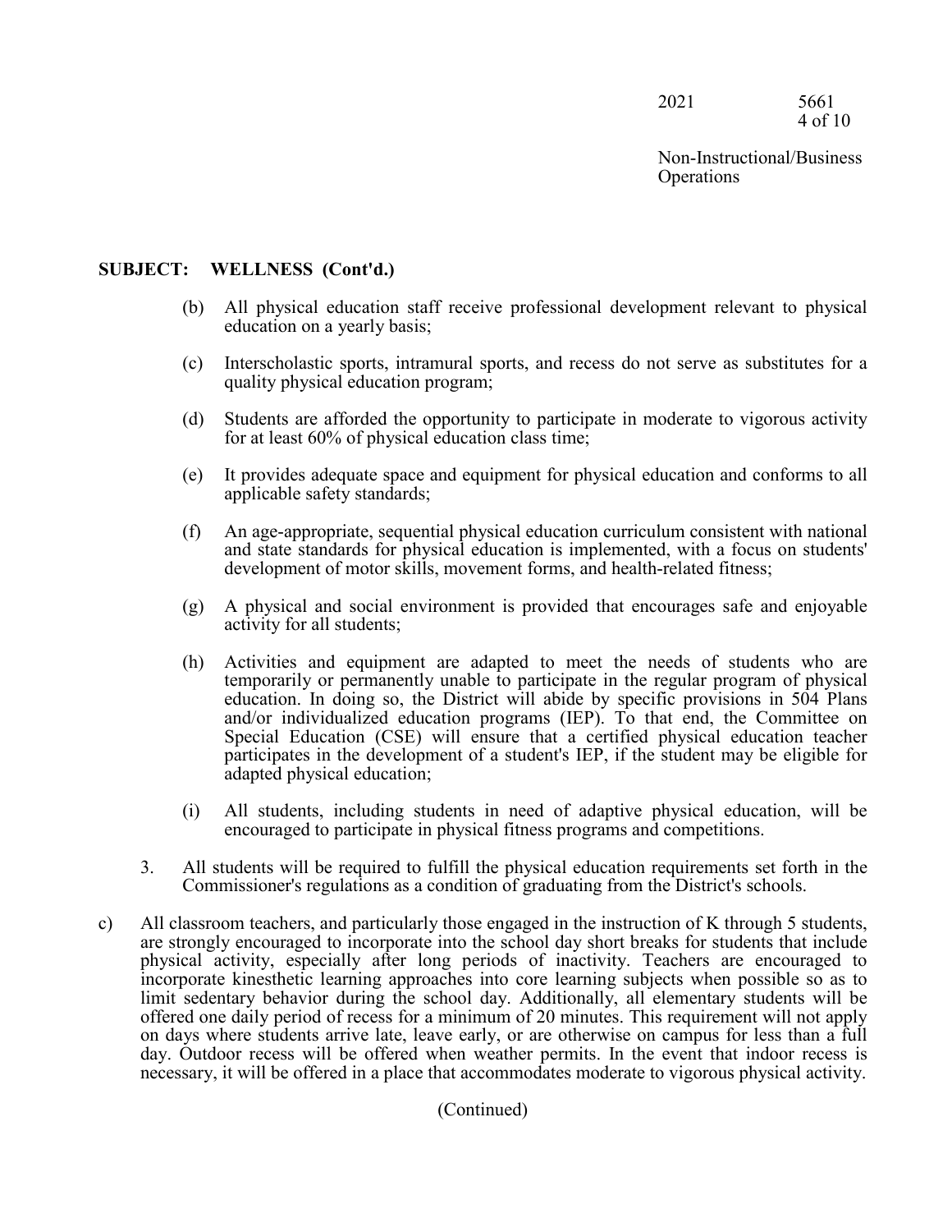**SUBJECT: WELLNESS (Cont'd.)**

(b) All physical education staff receive professional development relevant to physical education on a yearly basis;

(c) Interscholastic sports, intramural sports, and recess do not serve as substitutes for a quality physical education program;

(d) Students are afforded the opportunity to participate in moderate to vigorous activity for at least 60% of physical education class time;

(e) It provides adequate space and equipment for physical education and conforms to all applicable safety standards;

(f) An age-appropriate, sequential physical education curriculum consistent with national and state standards for physical education is implemented, with a focus on students' development of motor skills, movement forms, and health-related fitness;

(g) A physical and social environment is provided that encourages safe and enjoyable activity for all students;

(h) Activities and equipment are adapted to meet the needs of students who are temporarily or permanently unable to participate in the regular program of physical education. In doing so, the District will abide by specific provisions in 504 Plans and/or individualized education programs (IEP). To that end, the Committee on Special Education (CSE) will ensure that a certified physical education teacher participates in the development of a student's IEP, if the student may be eligible for adapted physical education;

(i) All students, including students in need of adaptive physical education, will be encouraged to participate in physical fitness programs and competitions.

3. All students will be required to fulfill the physical education requirements set forth in the Commissioner's regulations as a condition of graduating from the District's schools.

c) All classroom teachers, and particularly those engaged in the instruction of K through 5 students, are strongly encouraged to incorporate into the school day short breaks for students that include physical activity, especially after long periods of inactivity. Teachers are encouraged to incorporate kinesthetic learning approaches into core learning subjects when possible so as to limit sedentary behavior during the school day. Additionally, all elementary students will be offered one daily period of recess for a minimum of 20 minutes. This requirement will not apply on days where students arrive late, leave early, or are otherwise on campus for less than a full day. Outdoor recess will be offered when weather permits. In the event that indoor recess is necessary, it will be offered in a place that accommodates moderate to vigorous physical activity.

(Continued)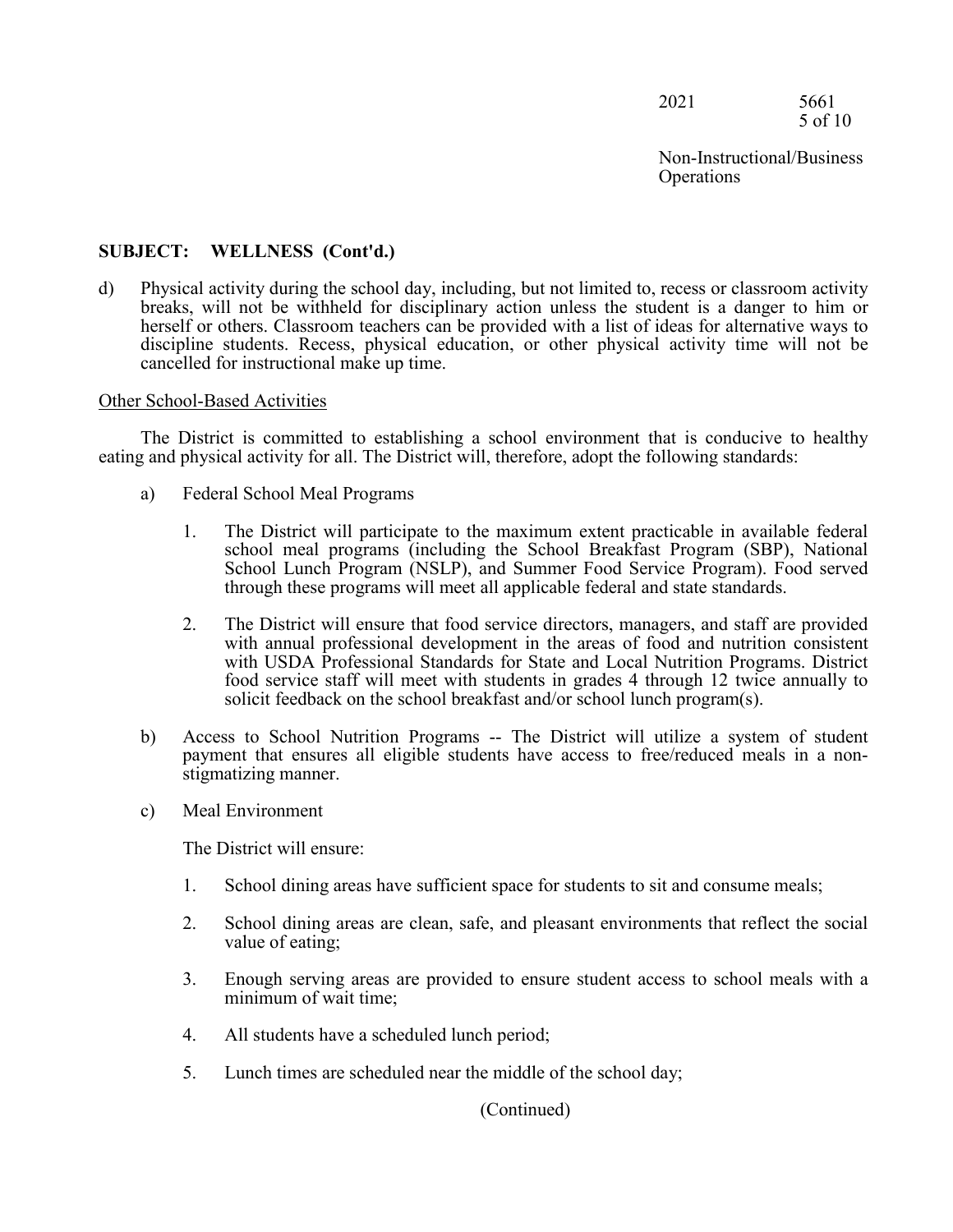**SUBJECT: WELLNESS (Cont'd.)**

d) Physical activity during the school day, including, but not limited to, recess or classroom activity breaks, will not be withheld for disciplinary action unless the student is a danger to him or herself or others. Classroom teachers can be provided with a list of ideas for alternative ways to discipline students. Recess, physical education, or other physical activity time will not be cancelled for instructional make up time.

Other School-Based Activities

The District is committed to establishing a school environment that is conducive to healthy eating and physical activity for all. The District will, therefore, adopt the following standards:

a) Federal School Meal Programs

   1. The District will participate to the maximum extent practicable in available federal school meal programs (including the School Breakfast Program (SBP), National School Lunch Program (NSLP), and Summer Food Service Program). Food served through these programs will meet all applicable federal and state standards.

   2. The District will ensure that food service directors, managers, and staff are provided with annual professional development in the areas of food and nutrition consistent with USDA Professional Standards for State and Local Nutrition Programs. District food service staff will meet with students in grades 4 through 12 twice annually to solicit feedback on the school breakfast and/or school lunch program(s).

b) Access to School Nutrition Programs -- The District will utilize a system of student payment that ensures all eligible students have access to free/reduced meals in a non-stigmatizing manner.

c) Meal Environment

   The District will ensure:

   1. School dining areas have sufficient space for students to sit and consume meals;

   2. School dining areas are clean, safe, and pleasant environments that reflect the social value of eating;

   3. Enough serving areas are provided to ensure student access to school meals with a minimum of wait time;

   4. All students have a scheduled lunch period;

   5. Lunch times are scheduled near the middle of the school day;

(Continued)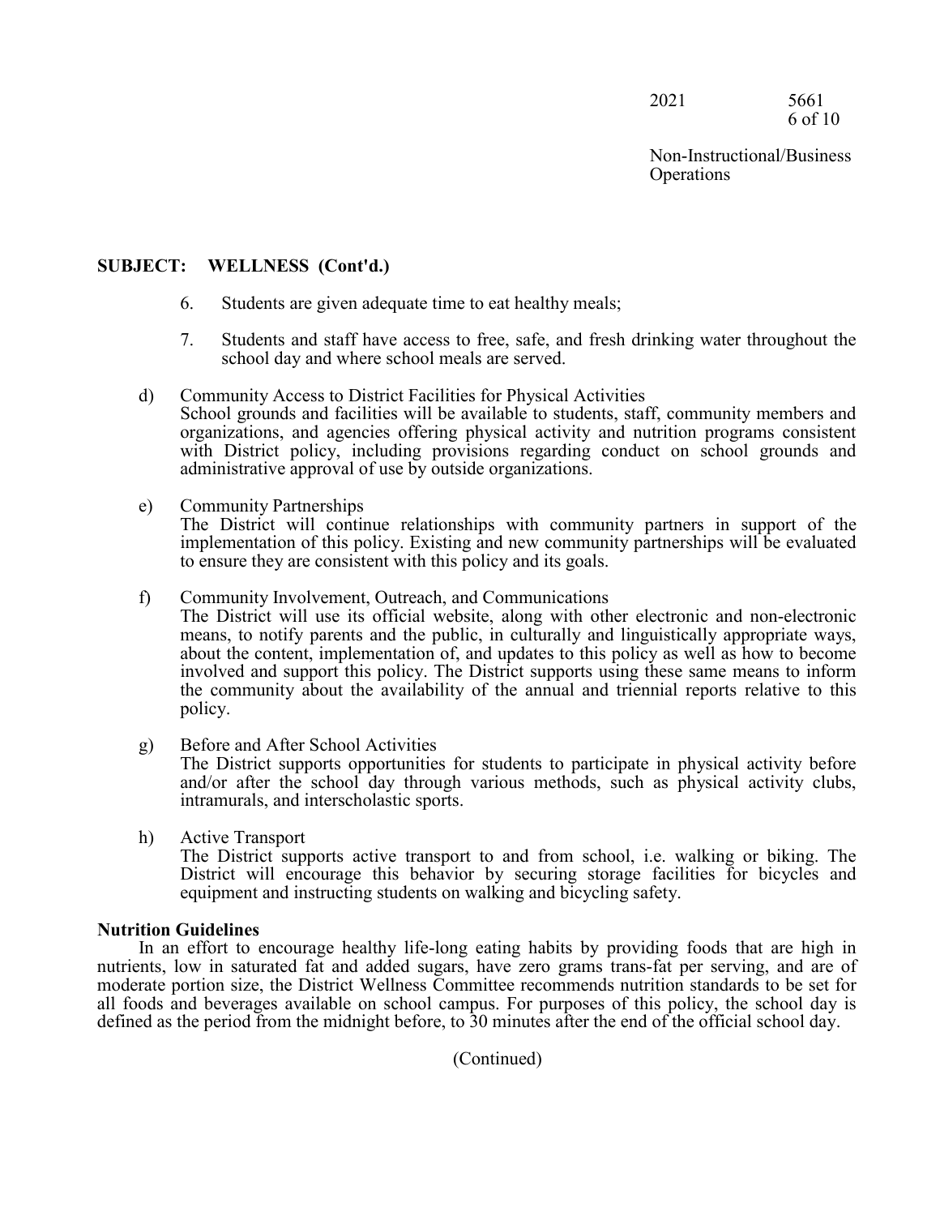## SUBJECT: WELLNESS (Cont'd.)

6. Students are given adequate time to eat healthy meals;

7. Students and staff have access to free, safe, and fresh drinking water throughout the school day and where school meals are served.

d) Community Access to District Facilities for Physical Activities
School grounds and facilities will be available to students, staff, community members and organizations, and agencies offering physical activity and nutrition programs consistent with District policy, including provisions regarding conduct on school grounds and administrative approval of use by outside organizations.

e) Community Partnerships
The District will continue relationships with community partners in support of the implementation of this policy. Existing and new community partnerships will be evaluated to ensure they are consistent with this policy and its goals.

f) Community Involvement, Outreach, and Communications
The District will use its official website, along with other electronic and non-electronic means, to notify parents and the public, in culturally and linguistically appropriate ways, about the content, implementation of, and updates to this policy as well as how to become involved and support this policy. The District supports using these same means to inform the community about the availability of the annual and triennial reports relative to this policy.

g) Before and After School Activities
The District supports opportunities for students to participate in physical activity before and/or after the school day through various methods, such as physical activity clubs, intramurals, and interscholastic sports.

h) Active Transport
The District supports active transport to and from school, i.e. walking or biking. The District will encourage this behavior by securing storage facilities for bicycles and equipment and instructing students on walking and bicycling safety.

**Nutrition Guidelines**

In an effort to encourage healthy life-long eating habits by providing foods that are high in nutrients, low in saturated fat and added sugars, have zero grams trans-fat per serving, and are of moderate portion size, the District Wellness Committee recommends nutrition standards to be set for all foods and beverages available on school campus. For purposes of this policy, the school day is defined as the period from the midnight before, to 30 minutes after the end of the official school day.

(Continued)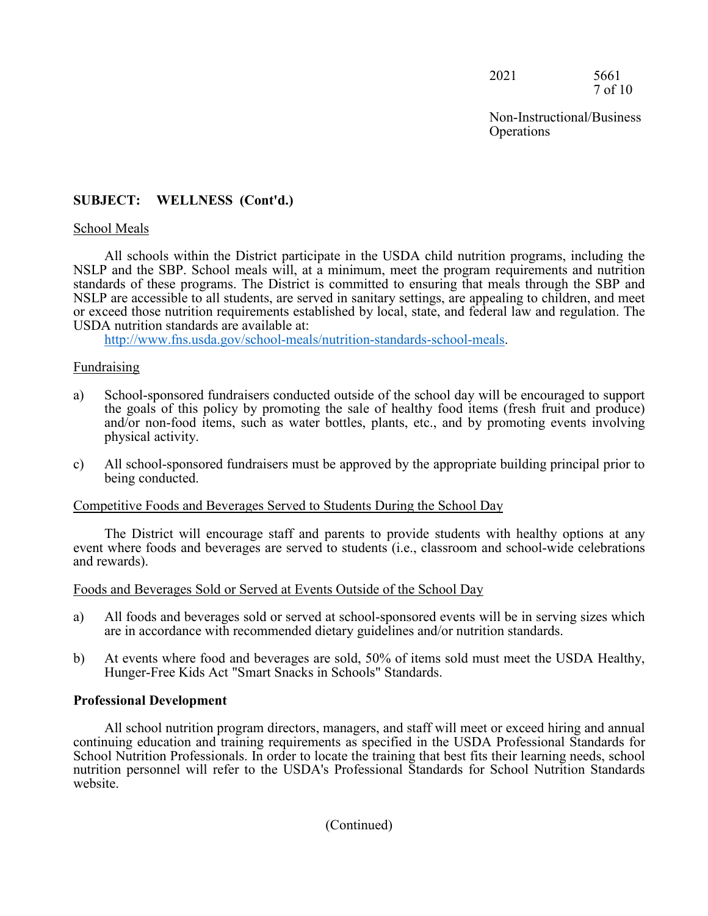**SUBJECT: WELLNESS (Cont'd.)**

School Meals

All schools within the District participate in the USDA child nutrition programs, including the NSLP and the SBP. School meals will, at a minimum, meet the program requirements and nutrition standards of these programs. The District is committed to ensuring that meals through the SBP and NSLP are accessible to all students, are served in sanitary settings, are appealing to children, and meet or exceed those nutrition requirements established by local, state, and federal law and regulation. The USDA nutrition standards are available at: [http://www.fns.usda.gov/school-meals/nutrition-standards-school-meals](http://www.fns.usda.gov/school-meals/nutrition-standards-school-meals).

Fundraising

a) School-sponsored fundraisers conducted outside of the school day will be encouraged to support the goals of this policy by promoting the sale of healthy food items (fresh fruit and produce) and/or non-food items, such as water bottles, plants, etc., and by promoting events involving physical activity.

c) All school-sponsored fundraisers must be approved by the appropriate building principal prior to being conducted.

Competitive Foods and Beverages Served to Students During the School Day

The District will encourage staff and parents to provide students with healthy options at any event where foods and beverages are served to students (i.e., classroom and school-wide celebrations and rewards).

Foods and Beverages Sold or Served at Events Outside of the School Day

a) All foods and beverages sold or served at school-sponsored events will be in serving sizes which are in accordance with recommended dietary guidelines and/or nutrition standards.

b) At events where food and beverages are sold, 50% of items sold must meet the USDA Healthy, Hunger-Free Kids Act "Smart Snacks in Schools" Standards.

**Professional Development**

All school nutrition program directors, managers, and staff will meet or exceed hiring and annual continuing education and training requirements as specified in the USDA Professional Standards for School Nutrition Professionals. In order to locate the training that best fits their learning needs, school nutrition personnel will refer to the USDA's Professional Standards for School Nutrition Standards website.

(Continued)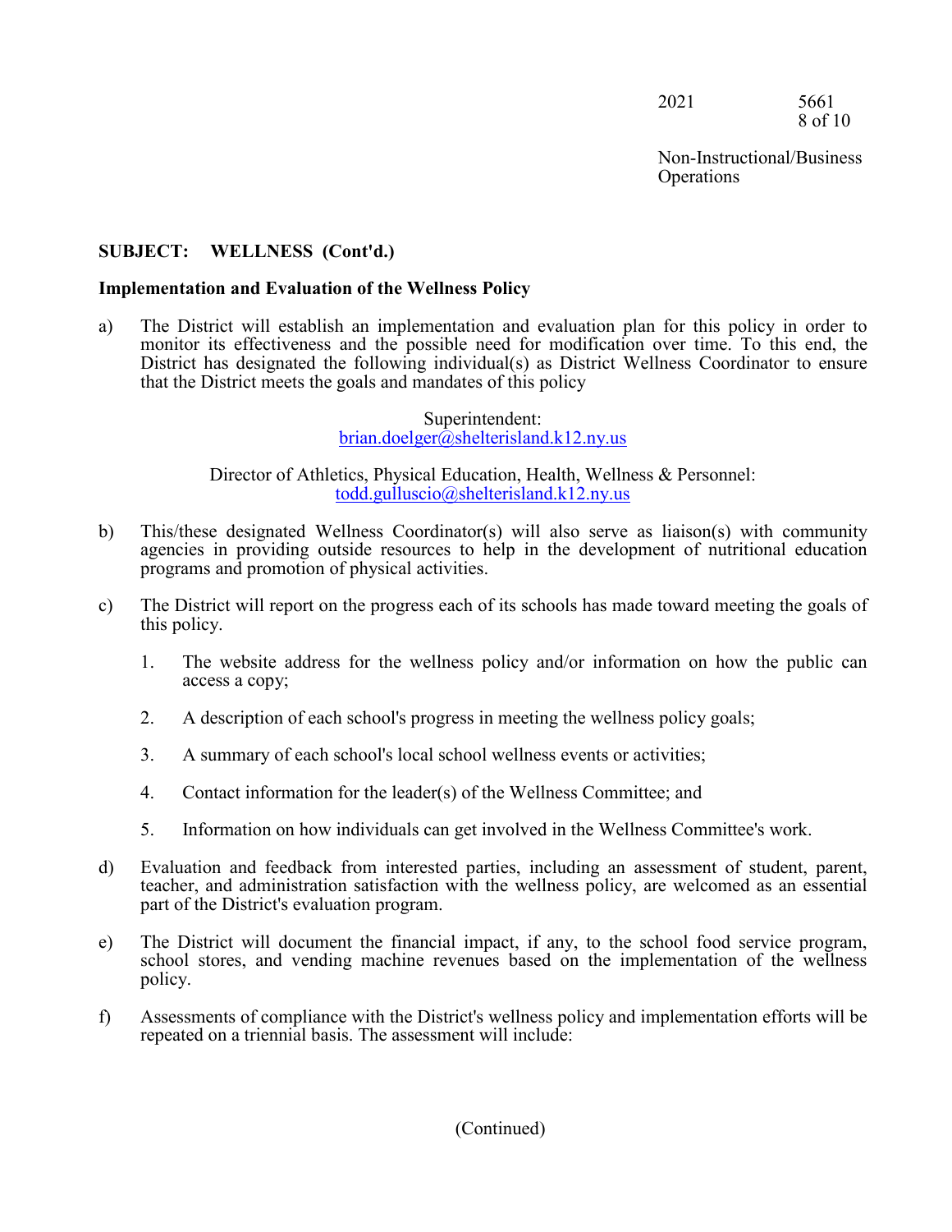**SUBJECT: WELLNESS (Cont'd.)**

**Implementation and Evaluation of the Wellness Policy**

a) The District will establish an implementation and evaluation plan for this policy in order to monitor its effectiveness and the possible need for modification over time. To this end, the District has designated the following individual(s) as District Wellness Coordinator to ensure that the District meets the goals and mandates of this policy

Superintendent:
brian.doelger@shelterisland.k12.ny.us

Director of Athletics, Physical Education, Health, Wellness & Personnel:
todd.gulluscio@shelterisland.k12.ny.us

b) This/these designated Wellness Coordinator(s) will also serve as liaison(s) with community agencies in providing outside resources to help in the development of nutritional education programs and promotion of physical activities.

c) The District will report on the progress each of its schools has made toward meeting the goals of this policy.

1. The website address for the wellness policy and/or information on how the public can access a copy;

2. A description of each school's progress in meeting the wellness policy goals;

3. A summary of each school's local school wellness events or activities;

4. Contact information for the leader(s) of the Wellness Committee; and

5. Information on how individuals can get involved in the Wellness Committee's work.

d) Evaluation and feedback from interested parties, including an assessment of student, parent, teacher, and administration satisfaction with the wellness policy, are welcomed as an essential part of the District's evaluation program.

e) The District will document the financial impact, if any, to the school food service program, school stores, and vending machine revenues based on the implementation of the wellness policy.

f) Assessments of compliance with the District's wellness policy and implementation efforts will be repeated on a triennial basis. The assessment will include:

(Continued)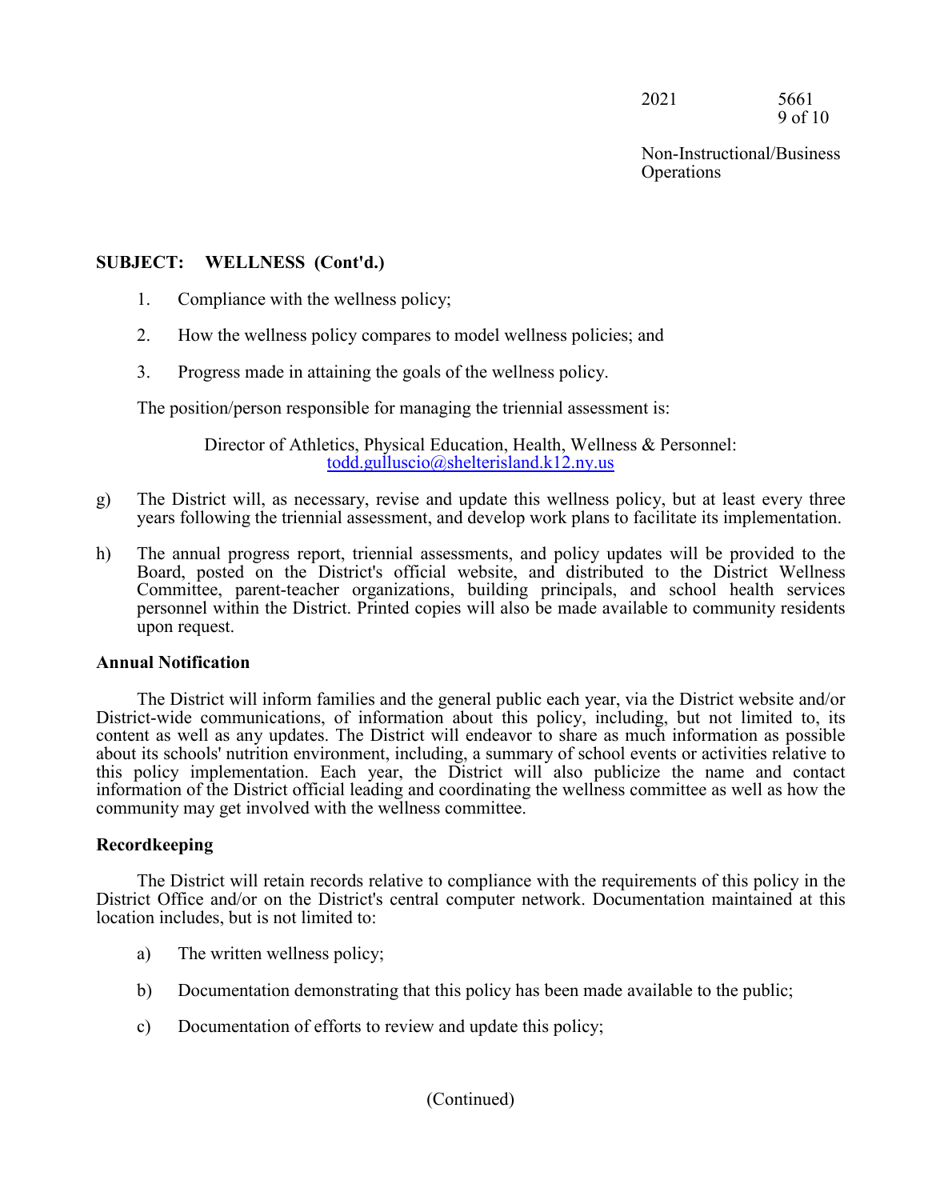**SUBJECT: WELLNESS (Cont'd.)**

1. Compliance with the wellness policy;

2. How the wellness policy compares to model wellness policies; and

3. Progress made in attaining the goals of the wellness policy.

The position/person responsible for managing the triennial assessment is:

Director of Athletics, Physical Education, Health, Wellness & Personnel: todd.gulluscio@shelterisland.k12.ny.us

g) The District will, as necessary, revise and update this wellness policy, but at least every three years following the triennial assessment, and develop work plans to facilitate its implementation.

h) The annual progress report, triennial assessments, and policy updates will be provided to the Board, posted on the District's official website, and distributed to the District Wellness Committee, parent-teacher organizations, building principals, and school health services personnel within the District. Printed copies will also be made available to community residents upon request.

**Annual Notification**

The District will inform families and the general public each year, via the District website and/or District-wide communications, of information about this policy, including, but not limited to, its content as well as any updates. The District will endeavor to share as much information as possible about its schools' nutrition environment, including, a summary of school events or activities relative to this policy implementation. Each year, the District will also publicize the name and contact information of the District official leading and coordinating the wellness committee as well as how the community may get involved with the wellness committee.

**Recordkeeping**

The District will retain records relative to compliance with the requirements of this policy in the District Office and/or on the District's central computer network. Documentation maintained at this location includes, but is not limited to:

a) The written wellness policy;

b) Documentation demonstrating that this policy has been made available to the public;

c) Documentation of efforts to review and update this policy;

(Continued)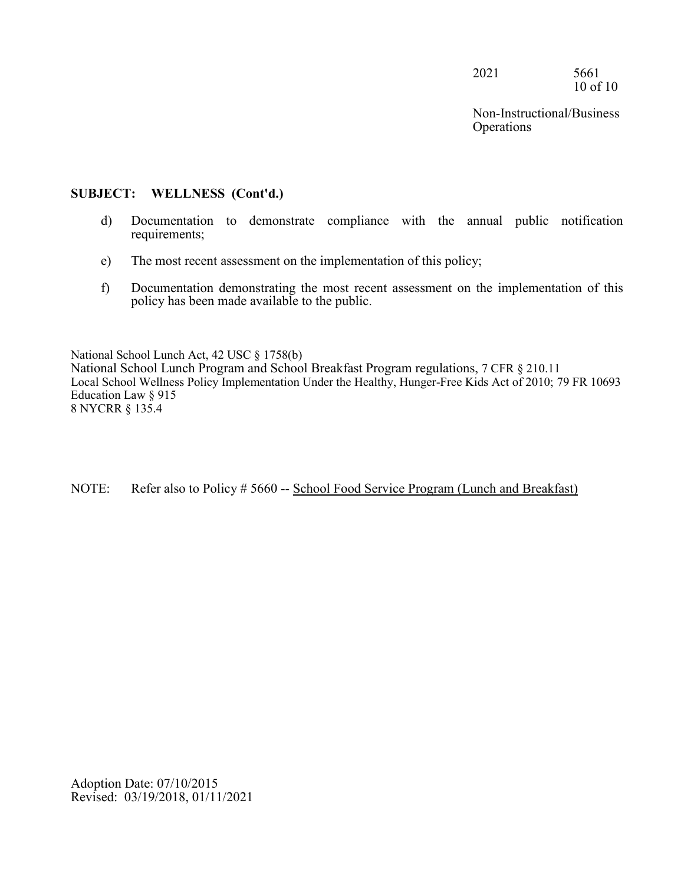**SUBJECT: WELLNESS (Cont'd.)**

d) Documentation to demonstrate compliance with the annual public notification requirements;

e) The most recent assessment on the implementation of this policy;

f) Documentation demonstrating the most recent assessment on the implementation of this policy has been made available to the public.

National School Lunch Act, 42 USC § 1758(b)
National School Lunch Program and School Breakfast Program regulations, 7 CFR § 210.11
Local School Wellness Policy Implementation Under the Healthy, Hunger-Free Kids Act of 2010; 79 FR 10693
Education Law § 915
8 NYCRR § 135.4

NOTE: Refer also to Policy # 5660 -- School Food Service Program (Lunch and Breakfast)

Adoption Date: 07/10/2015
Revised: 03/19/2018, 01/11/2021